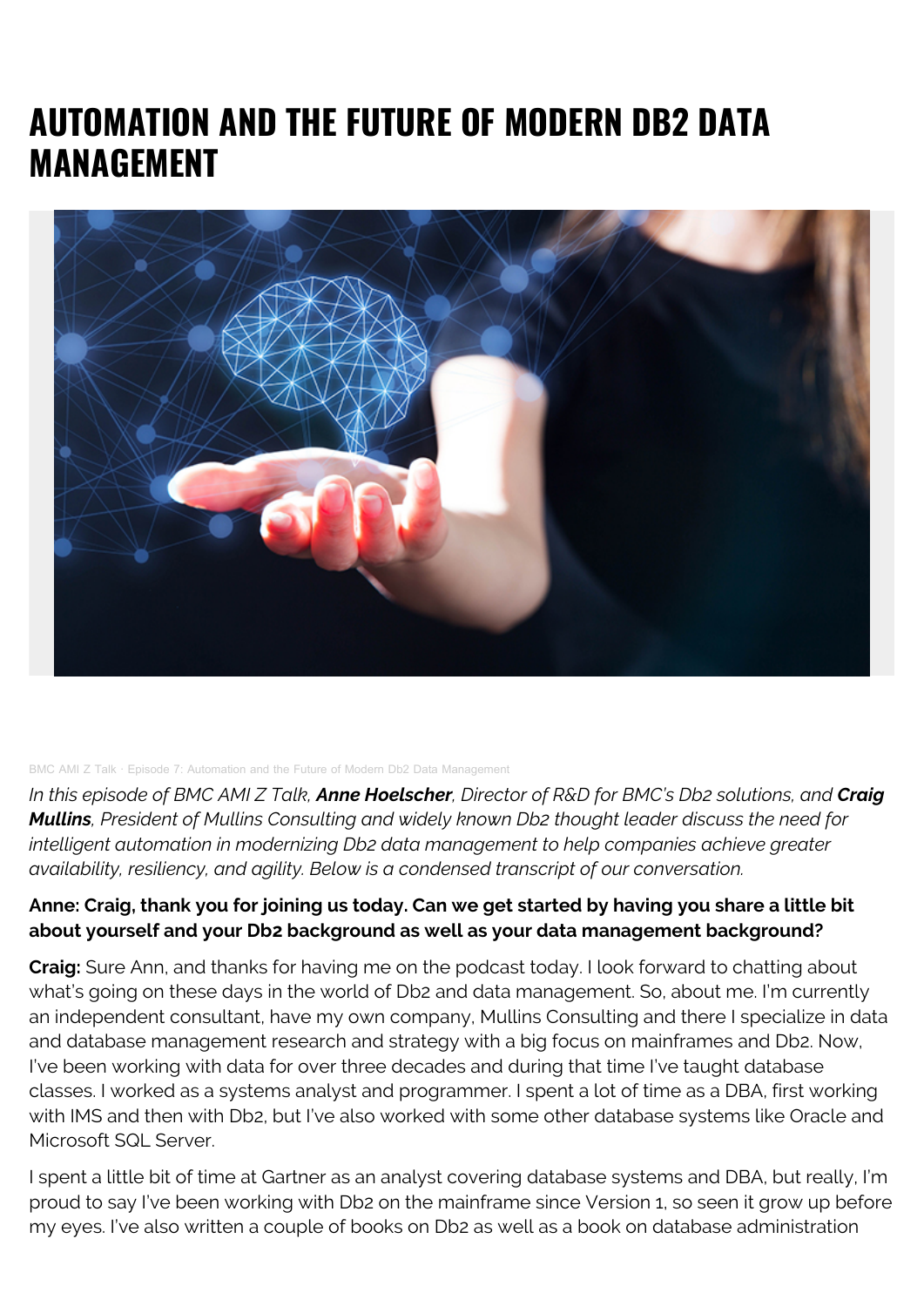# AUTOMATION AND THE FUTURE OF MODERN DB2 DATA MANAGEMENT

BMC AMI Z Talk · Episode 7: Automation and the Future of Modern Db2 Data Management

*In this episode of BMC AMI Z Talk, **Anne Hoelscher**, Director of R&D for BMC's Db2 solutions, and **Craig Mullins**, President of Mullins Consulting and widely known Db2 thought leader discuss the need for intelligent automation in modernizing Db2 data management to help companies achieve greater availability, resiliency, and agility. Below is a condensed transcript of our conversation.*

**Anne: Craig, thank you for joining us today. Can we get started by having you share a little bit about yourself and your Db2 background as well as your data management background?**

**Craig:** Sure Ann, and thanks for having me on the podcast today. I look forward to chatting about what's going on these days in the world of Db2 and data management. So, about me. I'm currently an independent consultant, have my own company, Mullins Consulting and there I specialize in data and database management research and strategy with a big focus on mainframes and Db2. Now, I've been working with data for over three decades and during that time I've taught database classes. I worked as a systems analyst and programmer. I spent a lot of time as a DBA, first working with IMS and then with Db2, but I've also worked with some other database systems like Oracle and Microsoft SQL Server.

I spent a little bit of time at Gartner as an analyst covering database systems and DBA, but really, I'm proud to say I've been working with Db2 on the mainframe since Version 1, so seen it grow up before my eyes. I've also written a couple of books on Db2 as well as a book on database administration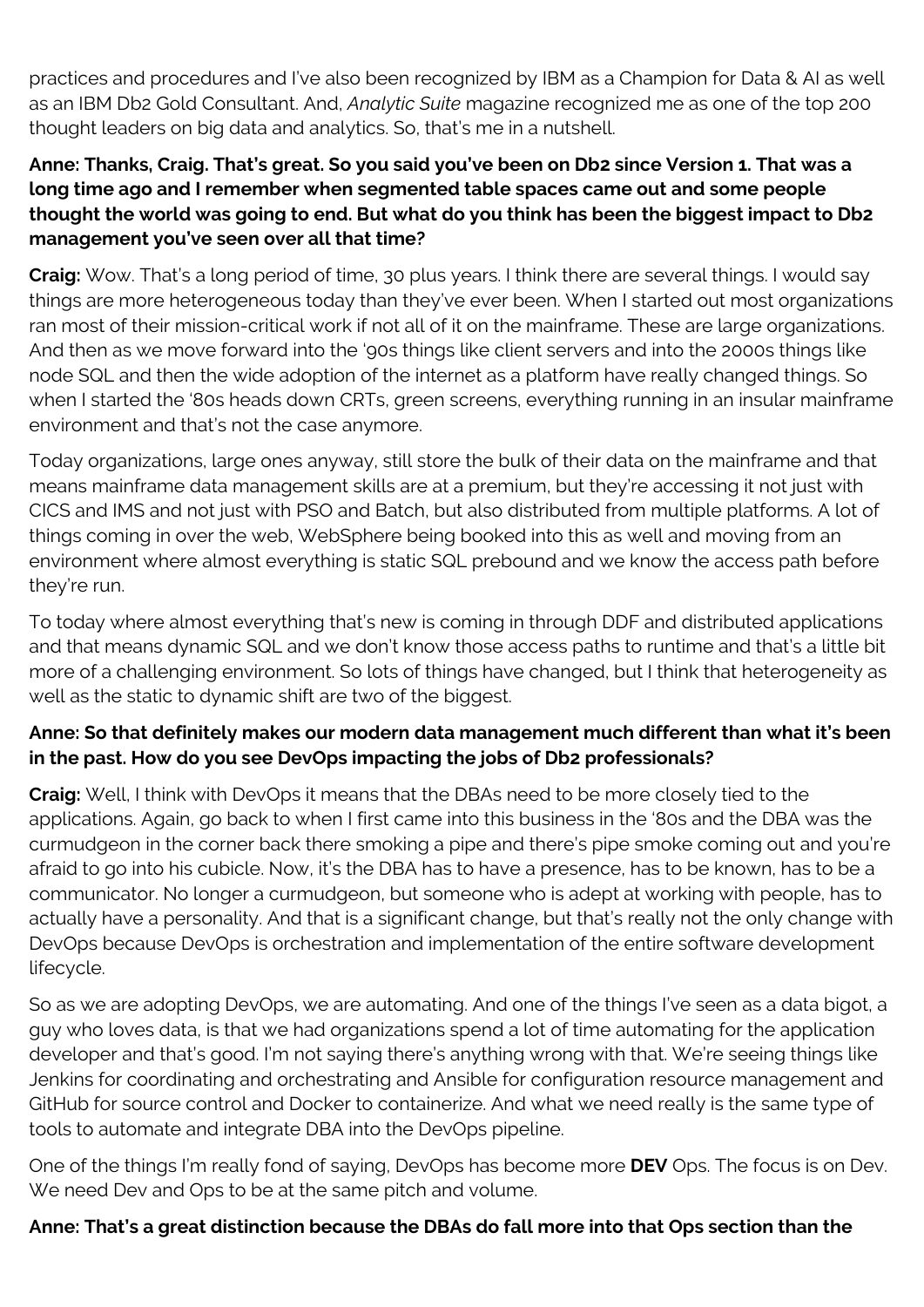practices and procedures and I've also been recognized by IBM as a Champion for Data & AI as well as an IBM Db2 Gold Consultant. And, *Analytic Suite* magazine recognized me as one of the top 200 thought leaders on big data and analytics. So, that's me in a nutshell.

**Anne: Thanks, Craig. That's great. So you said you've been on Db2 since Version 1. That was a long time ago and I remember when segmented table spaces came out and some people thought the world was going to end. But what do you think has been the biggest impact to Db2 management you've seen over all that time?**

**Craig:** Wow. That's a long period of time, 30 plus years. I think there are several things. I would say things are more heterogeneous today than they've ever been. When I started out most organizations ran most of their mission-critical work if not all of it on the mainframe. These are large organizations. And then as we move forward into the '90s things like client servers and into the 2000s things like node SQL and then the wide adoption of the internet as a platform have really changed things. So when I started the '80s heads down CRTs, green screens, everything running in an insular mainframe environment and that's not the case anymore.

Today organizations, large ones anyway, still store the bulk of their data on the mainframe and that means mainframe data management skills are at a premium, but they're accessing it not just with CICS and IMS and not just with PSO and Batch, but also distributed from multiple platforms. A lot of things coming in over the web, WebSphere being booked into this as well and moving from an environment where almost everything is static SQL prebound and we know the access path before they're run.

To today where almost everything that's new is coming in through DDF and distributed applications and that means dynamic SQL and we don't know those access paths to runtime and that's a little bit more of a challenging environment. So lots of things have changed, but I think that heterogeneity as well as the static to dynamic shift are two of the biggest.

**Anne: So that definitely makes our modern data management much different than what it's been in the past. How do you see DevOps impacting the jobs of Db2 professionals?**

**Craig:** Well, I think with DevOps it means that the DBAs need to be more closely tied to the applications. Again, go back to when I first came into this business in the '80s and the DBA was the curmudgeon in the corner back there smoking a pipe and there's pipe smoke coming out and you're afraid to go into his cubicle. Now, it's the DBA has to have a presence, has to be known, has to be a communicator. No longer a curmudgeon, but someone who is adept at working with people, has to actually have a personality. And that is a significant change, but that's really not the only change with DevOps because DevOps is orchestration and implementation of the entire software development lifecycle.

So as we are adopting DevOps, we are automating. And one of the things I've seen as a data bigot, a guy who loves data, is that we had organizations spend a lot of time automating for the application developer and that's good. I'm not saying there's anything wrong with that. We're seeing things like Jenkins for coordinating and orchestrating and Ansible for configuration resource management and GitHub for source control and Docker to containerize. And what we need really is the same type of tools to automate and integrate DBA into the DevOps pipeline.

One of the things I'm really fond of saying, DevOps has become more **DEV** Ops. The focus is on Dev. We need Dev and Ops to be at the same pitch and volume.

**Anne: That's a great distinction because the DBAs do fall more into that Ops section than the**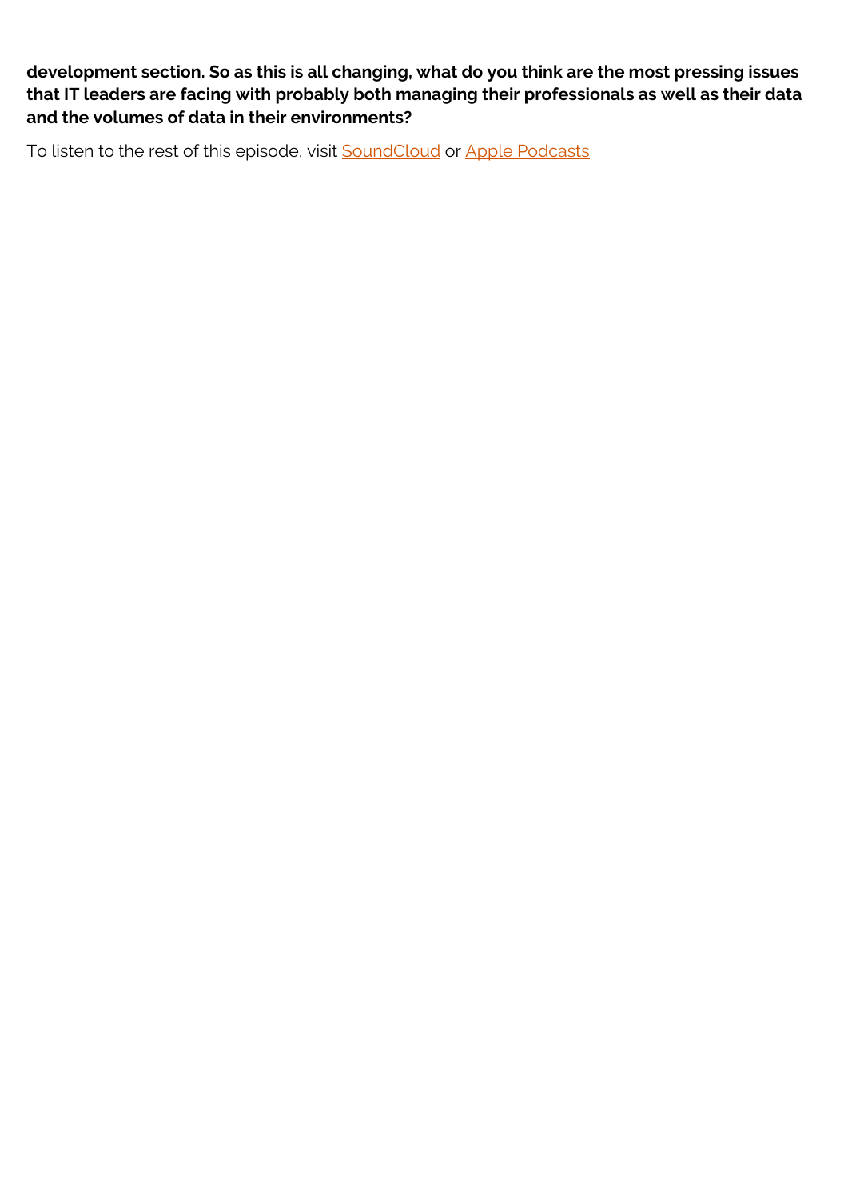**development section. So as this is all changing, what do you think are the most pressing issues that IT leaders are facing with probably both managing their professionals as well as their data and the volumes of data in their environments?**

To listen to the rest of this episode, visit SoundCloud or Apple Podcasts